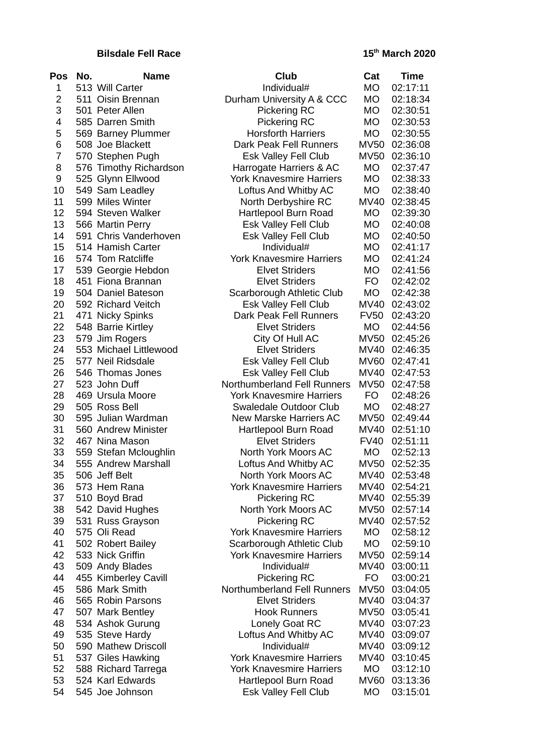**Bilsdale Fell Race** **15th March 2020**

| Pos | No. | Name | Club | Cat | Time |
|---|---|---|---|---|---|
| 1 | 513 | Will Carter | Individual# | MO | 02:17:11 |
| 2 | 511 | Oisin Brennan | Durham University A & CCC | MO | 02:18:34 |
| 3 | 501 | Peter Allen | Pickering RC | MO | 02:30:51 |
| 4 | 585 | Darren Smith | Pickering RC | MO | 02:30:53 |
| 5 | 569 | Barney Plummer | Horsforth Harriers | MO | 02:30:55 |
| 6 | 508 | Joe Blackett | Dark Peak Fell Runners | MV50 | 02:36:08 |
| 7 | 570 | Stephen Pugh | Esk Valley Fell Club | MV50 | 02:36:10 |
| 8 | 576 | Timothy Richardson | Harrogate Harriers & AC | MO | 02:37:47 |
| 9 | 525 | Glynn Ellwood | York Knavesmire Harriers | MO | 02:38:33 |
| 10 | 549 | Sam Leadley | Loftus And Whitby AC | MO | 02:38:40 |
| 11 | 599 | Miles Winter | North Derbyshire RC | MV40 | 02:38:45 |
| 12 | 594 | Steven Walker | Hartlepool Burn Road | MO | 02:39:30 |
| 13 | 566 | Martin Perry | Esk Valley Fell Club | MO | 02:40:08 |
| 14 | 591 | Chris Vanderhoven | Esk Valley Fell Club | MO | 02:40:50 |
| 15 | 514 | Hamish Carter | Individual# | MO | 02:41:17 |
| 16 | 574 | Tom Ratcliffe | York Knavesmire Harriers | MO | 02:41:24 |
| 17 | 539 | Georgie Hebdon | Elvet Striders | MO | 02:41:56 |
| 18 | 451 | Fiona Brannan | Elvet Striders | FO | 02:42:02 |
| 19 | 504 | Daniel Bateson | Scarborough Athletic Club | MO | 02:42:38 |
| 20 | 592 | Richard Veitch | Esk Valley Fell Club | MV40 | 02:43:02 |
| 21 | 471 | Nicky Spinks | Dark Peak Fell Runners | FV50 | 02:43:20 |
| 22 | 548 | Barrie Kirtley | Elvet Striders | MO | 02:44:56 |
| 23 | 579 | Jim Rogers | City Of Hull AC | MV50 | 02:45:26 |
| 24 | 553 | Michael Littlewood | Elvet Striders | MV40 | 02:46:35 |
| 25 | 577 | Neil Ridsdale | Esk Valley Fell Club | MV60 | 02:47:41 |
| 26 | 546 | Thomas Jones | Esk Valley Fell Club | MV40 | 02:47:53 |
| 27 | 523 | John Duff | Northumberland Fell Runners | MV50 | 02:47:58 |
| 28 | 469 | Ursula Moore | York Knavesmire Harriers | FO | 02:48:26 |
| 29 | 505 | Ross Bell | Swaledale Outdoor Club | MO | 02:48:27 |
| 30 | 595 | Julian Wardman | New Marske Harriers AC | MV50 | 02:49:44 |
| 31 | 560 | Andrew Minister | Hartlepool Burn Road | MV40 | 02:51:10 |
| 32 | 467 | Nina Mason | Elvet Striders | FV40 | 02:51:11 |
| 33 | 559 | Stefan Mcloughlin | North York Moors AC | MO | 02:52:13 |
| 34 | 555 | Andrew Marshall | Loftus And Whitby AC | MV50 | 02:52:35 |
| 35 | 506 | Jeff Belt | North York Moors AC | MV40 | 02:53:48 |
| 36 | 573 | Hem Rana | York Knavesmire Harriers | MV40 | 02:54:21 |
| 37 | 510 | Boyd Brad | Pickering RC | MV40 | 02:55:39 |
| 38 | 542 | David Hughes | North York Moors AC | MV50 | 02:57:14 |
| 39 | 531 | Russ Grayson | Pickering RC | MV40 | 02:57:52 |
| 40 | 575 | Oli Read | York Knavesmire Harriers | MO | 02:58:12 |
| 41 | 502 | Robert Bailey | Scarborough Athletic Club | MO | 02:59:10 |
| 42 | 533 | Nick Griffin | York Knavesmire Harriers | MV50 | 02:59:14 |
| 43 | 509 | Andy Blades | Individual# | MV40 | 03:00:11 |
| 44 | 455 | Kimberley Cavill | Pickering RC | FO | 03:00:21 |
| 45 | 586 | Mark Smith | Northumberland Fell Runners | MV50 | 03:04:05 |
| 46 | 565 | Robin Parsons | Elvet Striders | MV40 | 03:04:37 |
| 47 | 507 | Mark Bentley | Hook Runners | MV50 | 03:05:41 |
| 48 | 534 | Ashok Gurung | Lonely Goat RC | MV40 | 03:07:23 |
| 49 | 535 | Steve Hardy | Loftus And Whitby AC | MV40 | 03:09:07 |
| 50 | 590 | Mathew Driscoll | Individual# | MV40 | 03:09:12 |
| 51 | 537 | Giles Hawking | York Knavesmire Harriers | MV40 | 03:10:45 |
| 52 | 588 | Richard Tarrega | York Knavesmire Harriers | MO | 03:12:10 |
| 53 | 524 | Karl Edwards | Hartlepool Burn Road | MV60 | 03:13:36 |
| 54 | 545 | Joe Johnson | Esk Valley Fell Club | MO | 03:15:01 |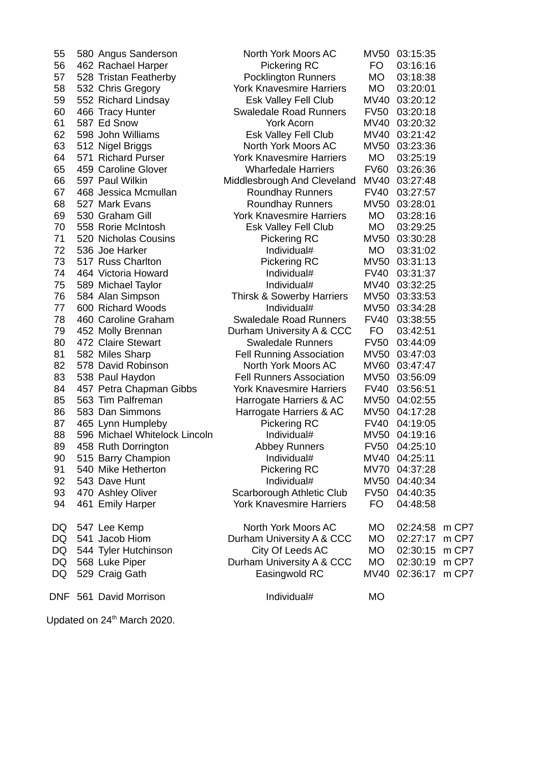| | | | | | | |
|---|---|---|---|---|---|---|
| 55 | 580 | Angus Sanderson | North York Moors AC | MV50 | 03:15:35 | |
| 56 | 462 | Rachael Harper | Pickering RC | FO | 03:16:16 | |
| 57 | 528 | Tristan Featherby | Pocklington Runners | MO | 03:18:38 | |
| 58 | 532 | Chris Gregory | York Knavesmire Harriers | MO | 03:20:01 | |
| 59 | 552 | Richard Lindsay | Esk Valley Fell Club | MV40 | 03:20:12 | |
| 60 | 466 | Tracy Hunter | Swaledale Road Runners | FV50 | 03:20:18 | |
| 61 | 587 | Ed Snow | York Acorn | MV40 | 03:20:32 | |
| 62 | 598 | John Williams | Esk Valley Fell Club | MV40 | 03:21:42 | |
| 63 | 512 | Nigel Briggs | North York Moors AC | MV50 | 03:23:36 | |
| 64 | 571 | Richard Purser | York Knavesmire Harriers | MO | 03:25:19 | |
| 65 | 459 | Caroline Glover | Wharfedale Harriers | FV60 | 03:26:36 | |
| 66 | 597 | Paul Wilkin | Middlesbrough And Cleveland | MV40 | 03:27:48 | |
| 67 | 468 | Jessica Mcmullan | Roundhay Runners | FV40 | 03:27:57 | |
| 68 | 527 | Mark Evans | Roundhay Runners | MV50 | 03:28:01 | |
| 69 | 530 | Graham Gill | York Knavesmire Harriers | MO | 03:28:16 | |
| 70 | 558 | Rorie McIntosh | Esk Valley Fell Club | MO | 03:29:25 | |
| 71 | 520 | Nicholas Cousins | Pickering RC | MV50 | 03:30:28 | |
| 72 | 536 | Joe Harker | Individual# | MO | 03:31:02 | |
| 73 | 517 | Russ Charlton | Pickering RC | MV50 | 03:31:13 | |
| 74 | 464 | Victoria Howard | Individual# | FV40 | 03:31:37 | |
| 75 | 589 | Michael Taylor | Individual# | MV40 | 03:32:25 | |
| 76 | 584 | Alan Simpson | Thirsk & Sowerby Harriers | MV50 | 03:33:53 | |
| 77 | 600 | Richard Woods | Individual# | MV50 | 03:34:28 | |
| 78 | 460 | Caroline Graham | Swaledale Road Runners | FV40 | 03:38:55 | |
| 79 | 452 | Molly Brennan | Durham University A & CCC | FO | 03:42:51 | |
| 80 | 472 | Claire Stewart | Swaledale Runners | FV50 | 03:44:09 | |
| 81 | 582 | Miles Sharp | Fell Running Association | MV50 | 03:47:03 | |
| 82 | 578 | David Robinson | North York Moors AC | MV60 | 03:47:47 | |
| 83 | 538 | Paul Haydon | Fell Runners Association | MV50 | 03:56:09 | |
| 84 | 457 | Petra Chapman Gibbs | York Knavesmire Harriers | FV40 | 03:56:51 | |
| 85 | 563 | Tim Palfreman | Harrogate Harriers & AC | MV50 | 04:02:55 | |
| 86 | 583 | Dan Simmons | Harrogate Harriers & AC | MV50 | 04:17:28 | |
| 87 | 465 | Lynn Humpleby | Pickering RC | FV40 | 04:19:05 | |
| 88 | 596 | Michael Whitelock Lincoln | Individual# | MV50 | 04:19:16 | |
| 89 | 458 | Ruth Dorrington | Abbey Runners | FV50 | 04:25:10 | |
| 90 | 515 | Barry Champion | Individual# | MV40 | 04:25:11 | |
| 91 | 540 | Mike Hetherton | Pickering RC | MV70 | 04:37:28 | |
| 92 | 543 | Dave Hunt | Individual# | MV50 | 04:40:34 | |
| 93 | 470 | Ashley Oliver | Scarborough Athletic Club | FV50 | 04:40:35 | |
| 94 | 461 | Emily Harper | York Knavesmire Harriers | FO | 04:48:58 | |
| DQ | 547 | Lee Kemp | North York Moors AC | MO | 02:24:58 | m CP7 |
| DQ | 541 | Jacob Hiom | Durham University A & CCC | MO | 02:27:17 | m CP7 |
| DQ | 544 | Tyler Hutchinson | City Of Leeds AC | MO | 02:30:15 | m CP7 |
| DQ | 568 | Luke Piper | Durham University A & CCC | MO | 02:30:19 | m CP7 |
| DQ | 529 | Craig Gath | Easingwold RC | MV40 | 02:36:17 | m CP7 |
| DNF | 561 | David Morrison | Individual# | MO | | |

Updated on 24th March 2020.